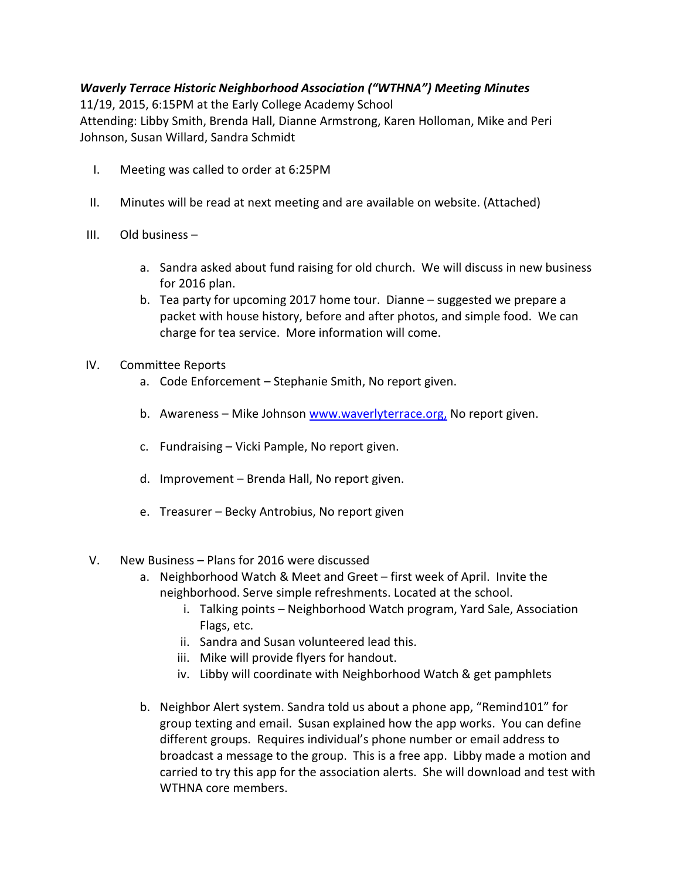***Waverly Terrace Historic Neighborhood Association ("WTHNA") Meeting Minutes***

11/19, 2015, 6:15PM at the Early College Academy School

Attending: Libby Smith, Brenda Hall, Dianne Armstrong, Karen Holloman, Mike and Peri Johnson, Susan Willard, Sandra Schmidt

I. Meeting was called to order at 6:25PM

II. Minutes will be read at next meeting and are available on website. (Attached)

III. Old business –

   a. Sandra asked about fund raising for old church. We will discuss in new business for 2016 plan.
   b. Tea party for upcoming 2017 home tour. Dianne – suggested we prepare a packet with house history, before and after photos, and simple food. We can charge for tea service. More information will come.

IV. Committee Reports

   a. Code Enforcement – Stephanie Smith, No report given.

   b. Awareness – Mike Johnson [www.waverlyterrace.org,](http://www.waverlyterrace.org) No report given.

   c. Fundraising – Vicki Pample, No report given.

   d. Improvement – Brenda Hall, No report given.

   e. Treasurer – Becky Antrobius, No report given

V. New Business – Plans for 2016 were discussed

   a. Neighborhood Watch & Meet and Greet – first week of April. Invite the neighborhood. Serve simple refreshments. Located at the school.
      i. Talking points – Neighborhood Watch program, Yard Sale, Association Flags, etc.
      ii. Sandra and Susan volunteered lead this.
      iii. Mike will provide flyers for handout.
      iv. Libby will coordinate with Neighborhood Watch & get pamphlets

   b. Neighbor Alert system. Sandra told us about a phone app, "Remind101" for group texting and email. Susan explained how the app works. You can define different groups. Requires individual's phone number or email address to broadcast a message to the group. This is a free app. Libby made a motion and carried to try this app for the association alerts. She will download and test with WTHNA core members.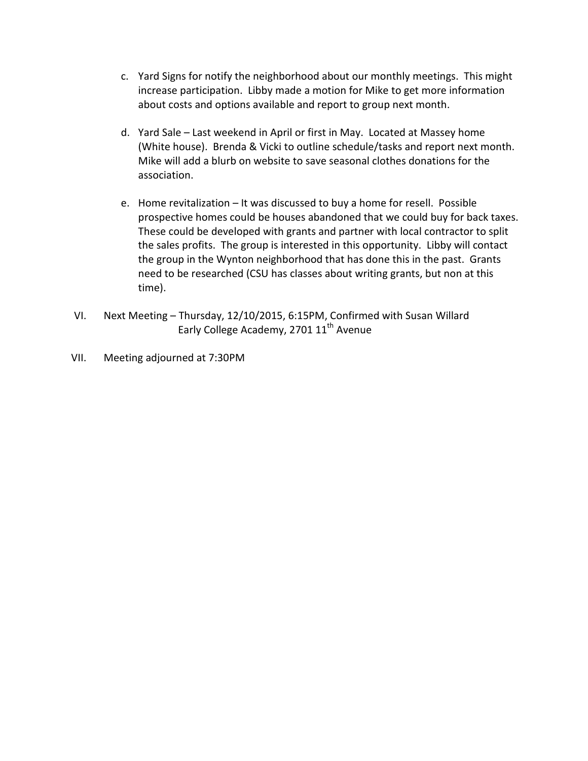c. Yard Signs for notify the neighborhood about our monthly meetings. This might increase participation. Libby made a motion for Mike to get more information about costs and options available and report to group next month.

d. Yard Sale – Last weekend in April or first in May. Located at Massey home (White house). Brenda & Vicki to outline schedule/tasks and report next month. Mike will add a blurb on website to save seasonal clothes donations for the association.

e. Home revitalization – It was discussed to buy a home for resell. Possible prospective homes could be houses abandoned that we could buy for back taxes. These could be developed with grants and partner with local contractor to split the sales profits. The group is interested in this opportunity. Libby will contact the group in the Wynton neighborhood that has done this in the past. Grants need to be researched (CSU has classes about writing grants, but non at this time).

VI. Next Meeting – Thursday, 12/10/2015, 6:15PM, Confirmed with Susan Willard
Early College Academy, 2701 11th Avenue

VII. Meeting adjourned at 7:30PM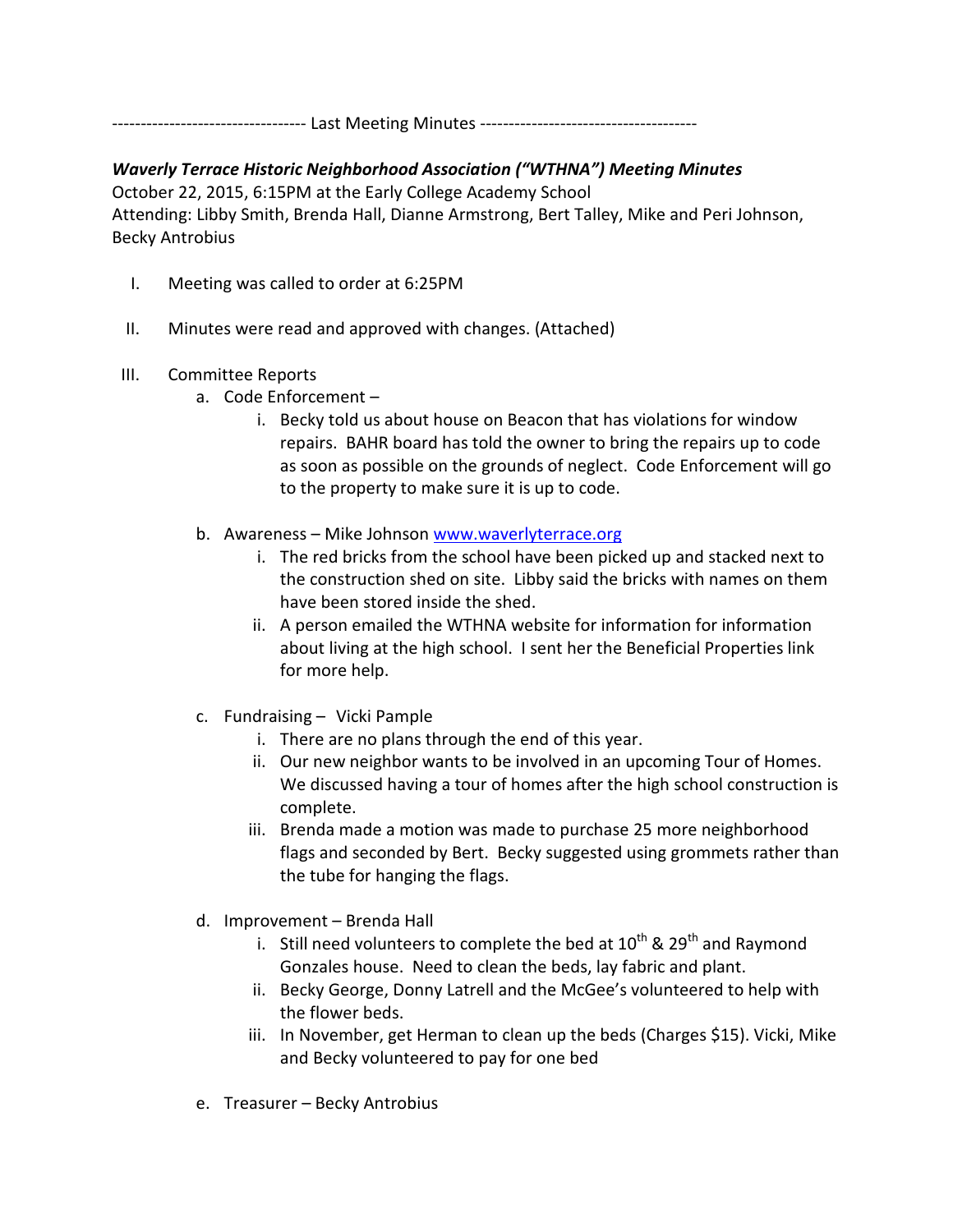---------------------------------- Last Meeting Minutes --------------------------------------

***Waverly Terrace Historic Neighborhood Association ("WTHNA") Meeting Minutes***

October 22, 2015, 6:15PM at the Early College Academy School
Attending: Libby Smith, Brenda Hall, Dianne Armstrong, Bert Talley, Mike and Peri Johnson, Becky Antrobius

I. Meeting was called to order at 6:25PM

II. Minutes were read and approved with changes. (Attached)

III. Committee Reports
   a. Code Enforcement –
      i. Becky told us about house on Beacon that has violations for window repairs. BAHR board has told the owner to bring the repairs up to code as soon as possible on the grounds of neglect. Code Enforcement will go to the property to make sure it is up to code.
   b. Awareness – Mike Johnson [www.waverlyterrace.org](www.waverlyterrace.org)
      i. The red bricks from the school have been picked up and stacked next to the construction shed on site. Libby said the bricks with names on them have been stored inside the shed.
      ii. A person emailed the WTHNA website for information for information about living at the high school. I sent her the Beneficial Properties link for more help.
   c. Fundraising – Vicki Pample
      i. There are no plans through the end of this year.
      ii. Our new neighbor wants to be involved in an upcoming Tour of Homes. We discussed having a tour of homes after the high school construction is complete.
      iii. Brenda made a motion was made to purchase 25 more neighborhood flags and seconded by Bert. Becky suggested using grommets rather than the tube for hanging the flags.
   d. Improvement – Brenda Hall
      i. Still need volunteers to complete the bed at 10th & 29th and Raymond Gonzales house. Need to clean the beds, lay fabric and plant.
      ii. Becky George, Donny Latrell and the McGee's volunteered to help with the flower beds.
      iii. In November, get Herman to clean up the beds (Charges $15). Vicki, Mike and Becky volunteered to pay for one bed
   e. Treasurer – Becky Antrobius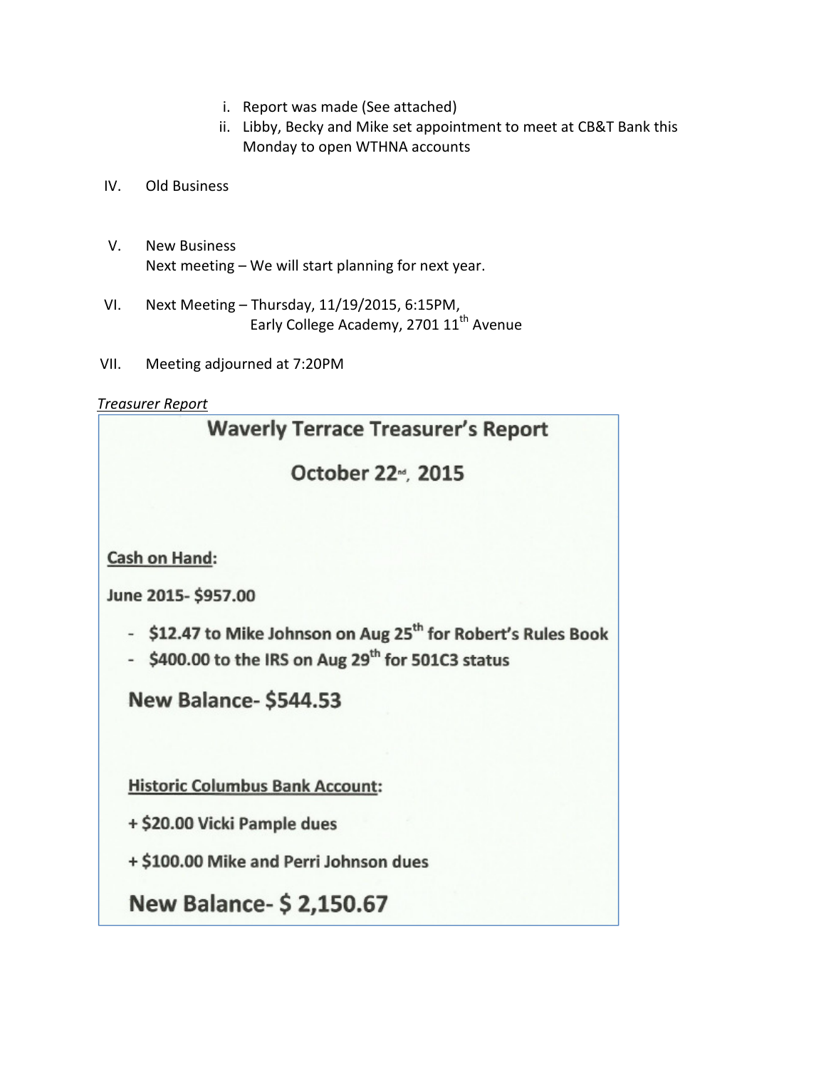i. Report was made (See attached)

ii. Libby, Becky and Mike set appointment to meet at CB&T Bank this Monday to open WTHNA accounts

IV. Old Business

V. New Business
Next meeting – We will start planning for next year.

VI. Next Meeting – Thursday, 11/19/2015, 6:15PM,
Early College Academy, 2701 11th Avenue

VII. Meeting adjourned at 7:20PM

*Treasurer Report*

## Waverly Terrace Treasurer's Report

## October 22nd, 2015

**Cash on Hand:**

**June 2015- $957.00**

- **$12.47 to Mike Johnson on Aug 25th for Robert's Rules Book**
- **$400.00 to the IRS on Aug 29th for 501C3 status**

### New Balance- $544.53

**Historic Columbus Bank Account:**

**+ $20.00 Vicki Pample dues**

**+ $100.00 Mike and Perri Johnson dues**

### New Balance- $ 2,150.67